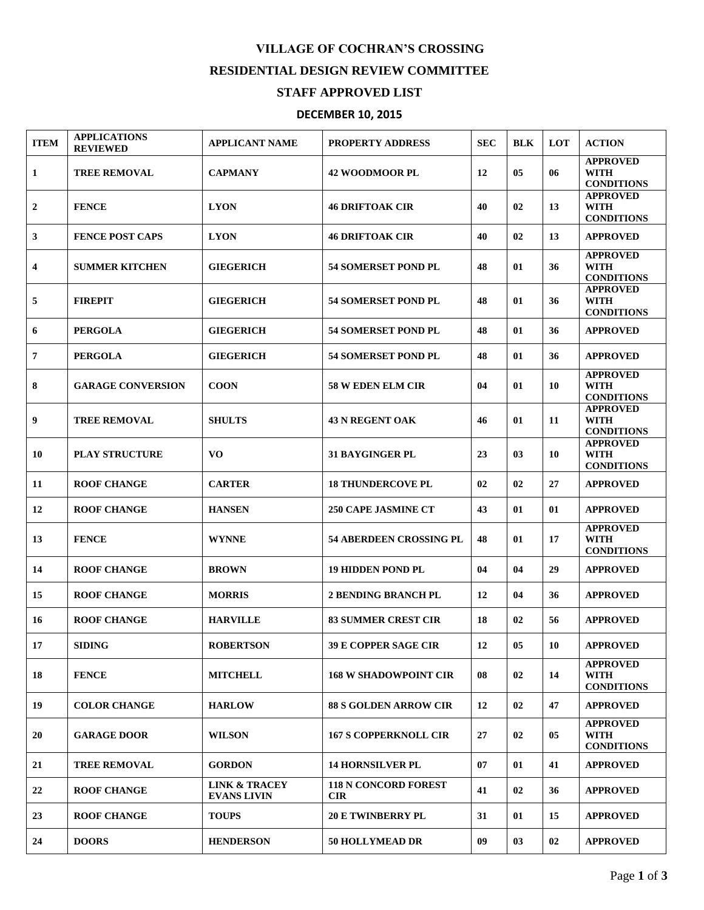# VILLAGE OF COCHRAN'S CROSSING

## RESIDENTIAL DESIGN REVIEW COMMITTEE

## STAFF APPROVED LIST

## DECEMBER 10, 2015

| ITEM | APPLICATIONS REVIEWED | APPLICANT NAME | PROPERTY ADDRESS | SEC | BLK | LOT | ACTION |
|---|---|---|---|---|---|---|---|
| 1 | TREE REMOVAL | CAPMANY | 42 WOODMOOR PL | 12 | 05 | 06 | APPROVED WITH CONDITIONS |
| 2 | FENCE | LYON | 46 DRIFTOAK CIR | 40 | 02 | 13 | APPROVED WITH CONDITIONS |
| 3 | FENCE POST CAPS | LYON | 46 DRIFTOAK CIR | 40 | 02 | 13 | APPROVED |
| 4 | SUMMER KITCHEN | GIEGERICH | 54 SOMERSET POND PL | 48 | 01 | 36 | APPROVED WITH CONDITIONS |
| 5 | FIREPIT | GIEGERICH | 54 SOMERSET POND PL | 48 | 01 | 36 | APPROVED WITH CONDITIONS |
| 6 | PERGOLA | GIEGERICH | 54 SOMERSET POND PL | 48 | 01 | 36 | APPROVED |
| 7 | PERGOLA | GIEGERICH | 54 SOMERSET POND PL | 48 | 01 | 36 | APPROVED |
| 8 | GARAGE CONVERSION | COON | 58 W EDEN ELM CIR | 04 | 01 | 10 | APPROVED WITH CONDITIONS |
| 9 | TREE REMOVAL | SHULTS | 43 N REGENT OAK | 46 | 01 | 11 | APPROVED WITH CONDITIONS |
| 10 | PLAY STRUCTURE | VO | 31 BAYGINGER PL | 23 | 03 | 10 | APPROVED WITH CONDITIONS |
| 11 | ROOF CHANGE | CARTER | 18 THUNDERCOVE PL | 02 | 02 | 27 | APPROVED |
| 12 | ROOF CHANGE | HANSEN | 250 CAPE JASMINE CT | 43 | 01 | 01 | APPROVED |
| 13 | FENCE | WYNNE | 54 ABERDEEN CROSSING PL | 48 | 01 | 17 | APPROVED WITH CONDITIONS |
| 14 | ROOF CHANGE | BROWN | 19 HIDDEN POND PL | 04 | 04 | 29 | APPROVED |
| 15 | ROOF CHANGE | MORRIS | 2 BENDING BRANCH PL | 12 | 04 | 36 | APPROVED |
| 16 | ROOF CHANGE | HARVILLE | 83 SUMMER CREST CIR | 18 | 02 | 56 | APPROVED |
| 17 | SIDING | ROBERTSON | 39 E COPPER SAGE CIR | 12 | 05 | 10 | APPROVED |
| 18 | FENCE | MITCHELL | 168 W SHADOWPOINT CIR | 08 | 02 | 14 | APPROVED WITH CONDITIONS |
| 19 | COLOR CHANGE | HARLOW | 88 S GOLDEN ARROW CIR | 12 | 02 | 47 | APPROVED |
| 20 | GARAGE DOOR | WILSON | 167 S COPPERKNOLL CIR | 27 | 02 | 05 | APPROVED WITH CONDITIONS |
| 21 | TREE REMOVAL | GORDON | 14 HORNSILVER PL | 07 | 01 | 41 | APPROVED |
| 22 | ROOF CHANGE | LINK & TRACEY EVANS LIVIN | 118 N CONCORD FOREST CIR | 41 | 02 | 36 | APPROVED |
| 23 | ROOF CHANGE | TOUPS | 20 E TWINBERRY PL | 31 | 01 | 15 | APPROVED |
| 24 | DOORS | HENDERSON | 50 HOLLYMEAD DR | 09 | 03 | 02 | APPROVED |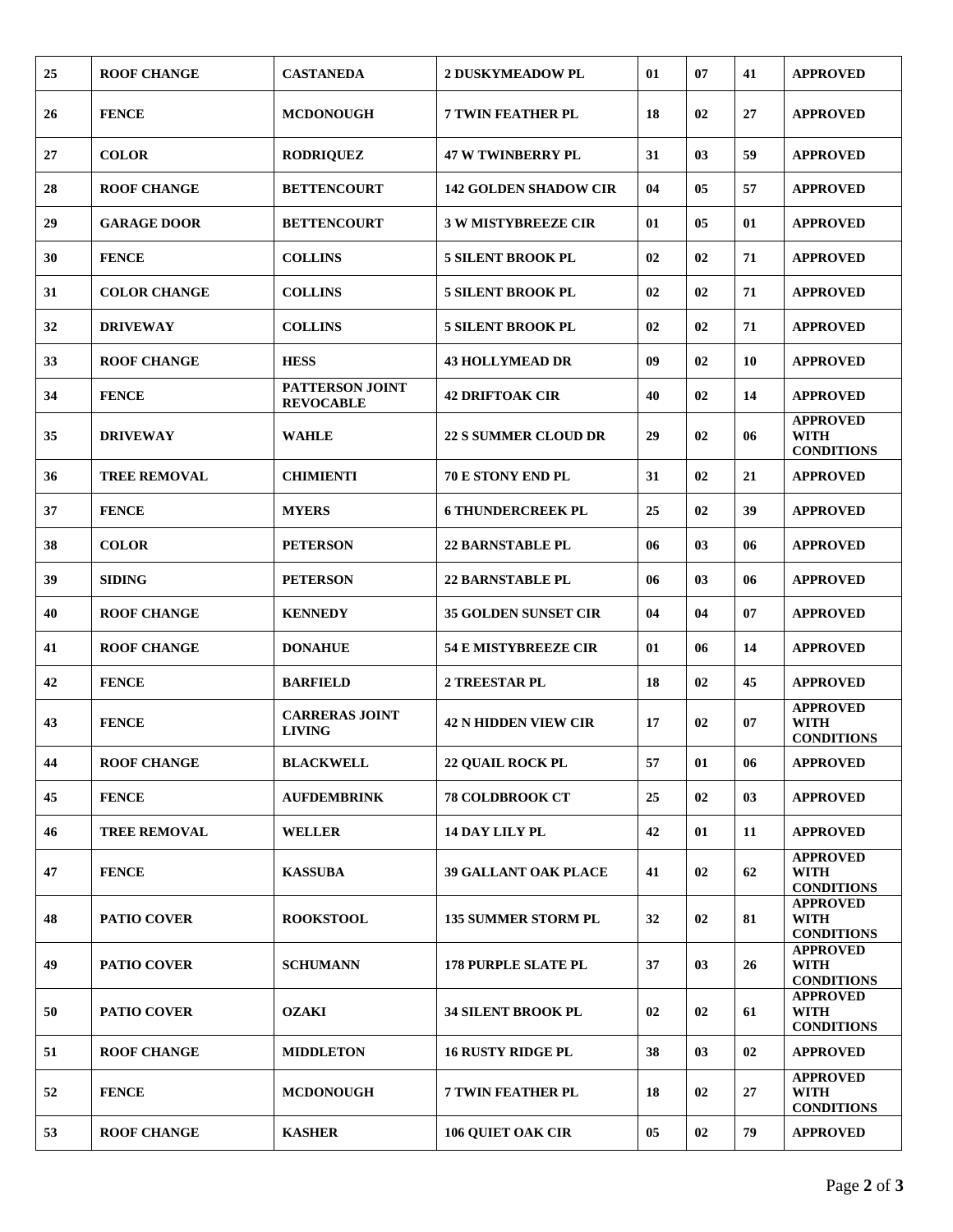| 25 | ROOF CHANGE | CASTANEDA | 2 DUSKYMEADOW PL | 01 | 07 | 41 | APPROVED |
|---|---|---|---|---|---|---|---|
| 26 | FENCE | MCDONOUGH | 7 TWIN FEATHER PL | 18 | 02 | 27 | APPROVED |
| 27 | COLOR | RODRIQUEZ | 47 W TWINBERRY PL | 31 | 03 | 59 | APPROVED |
| 28 | ROOF CHANGE | BETTENCOURT | 142 GOLDEN SHADOW CIR | 04 | 05 | 57 | APPROVED |
| 29 | GARAGE DOOR | BETTENCOURT | 3 W MISTYBREEZE CIR | 01 | 05 | 01 | APPROVED |
| 30 | FENCE | COLLINS | 5 SILENT BROOK PL | 02 | 02 | 71 | APPROVED |
| 31 | COLOR CHANGE | COLLINS | 5 SILENT BROOK PL | 02 | 02 | 71 | APPROVED |
| 32 | DRIVEWAY | COLLINS | 5 SILENT BROOK PL | 02 | 02 | 71 | APPROVED |
| 33 | ROOF CHANGE | HESS | 43 HOLLYMEAD DR | 09 | 02 | 10 | APPROVED |
| 34 | FENCE | PATTERSON JOINT REVOCABLE | 42 DRIFTOAK CIR | 40 | 02 | 14 | APPROVED |
| 35 | DRIVEWAY | WAHLE | 22 S SUMMER CLOUD DR | 29 | 02 | 06 | APPROVED WITH CONDITIONS |
| 36 | TREE REMOVAL | CHIMIENTI | 70 E STONY END PL | 31 | 02 | 21 | APPROVED |
| 37 | FENCE | MYERS | 6 THUNDERCREEK PL | 25 | 02 | 39 | APPROVED |
| 38 | COLOR | PETERSON | 22 BARNSTABLE PL | 06 | 03 | 06 | APPROVED |
| 39 | SIDING | PETERSON | 22 BARNSTABLE PL | 06 | 03 | 06 | APPROVED |
| 40 | ROOF CHANGE | KENNEDY | 35 GOLDEN SUNSET CIR | 04 | 04 | 07 | APPROVED |
| 41 | ROOF CHANGE | DONAHUE | 54 E MISTYBREEZE CIR | 01 | 06 | 14 | APPROVED |
| 42 | FENCE | BARFIELD | 2 TREESTAR PL | 18 | 02 | 45 | APPROVED |
| 43 | FENCE | CARRERAS JOINT LIVING | 42 N HIDDEN VIEW CIR | 17 | 02 | 07 | APPROVED WITH CONDITIONS |
| 44 | ROOF CHANGE | BLACKWELL | 22 QUAIL ROCK PL | 57 | 01 | 06 | APPROVED |
| 45 | FENCE | AUFDEMBRINK | 78 COLDBROOK CT | 25 | 02 | 03 | APPROVED |
| 46 | TREE REMOVAL | WELLER | 14 DAY LILY PL | 42 | 01 | 11 | APPROVED |
| 47 | FENCE | KASSUBA | 39 GALLANT OAK PLACE | 41 | 02 | 62 | APPROVED WITH CONDITIONS |
| 48 | PATIO COVER | ROOKSTOOL | 135 SUMMER STORM PL | 32 | 02 | 81 | APPROVED WITH CONDITIONS |
| 49 | PATIO COVER | SCHUMANN | 178 PURPLE SLATE PL | 37 | 03 | 26 | APPROVED WITH CONDITIONS |
| 50 | PATIO COVER | OZAKI | 34 SILENT BROOK PL | 02 | 02 | 61 | APPROVED WITH CONDITIONS |
| 51 | ROOF CHANGE | MIDDLETON | 16 RUSTY RIDGE PL | 38 | 03 | 02 | APPROVED |
| 52 | FENCE | MCDONOUGH | 7 TWIN FEATHER PL | 18 | 02 | 27 | APPROVED WITH CONDITIONS |
| 53 | ROOF CHANGE | KASHER | 106 QUIET OAK CIR | 05 | 02 | 79 | APPROVED |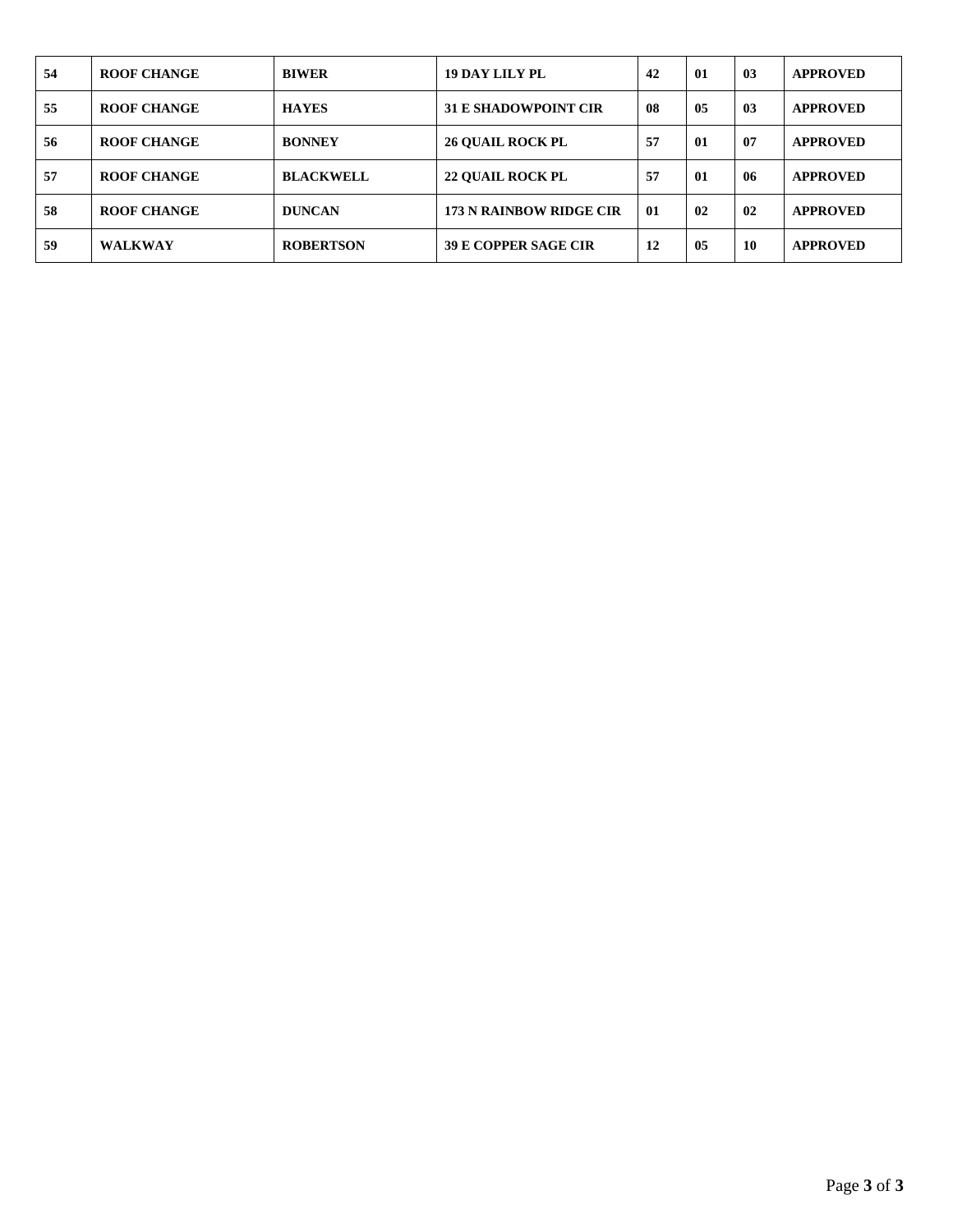| | | | | | | | |
|---|---|---|---|---|---|---|---|
| 54 | ROOF CHANGE | BIWER | 19 DAY LILY PL | 42 | 01 | 03 | APPROVED |
| 55 | ROOF CHANGE | HAYES | 31 E SHADOWPOINT CIR | 08 | 05 | 03 | APPROVED |
| 56 | ROOF CHANGE | BONNEY | 26 QUAIL ROCK PL | 57 | 01 | 07 | APPROVED |
| 57 | ROOF CHANGE | BLACKWELL | 22 QUAIL ROCK PL | 57 | 01 | 06 | APPROVED |
| 58 | ROOF CHANGE | DUNCAN | 173 N RAINBOW RIDGE CIR | 01 | 02 | 02 | APPROVED |
| 59 | WALKWAY | ROBERTSON | 39 E COPPER SAGE CIR | 12 | 05 | 10 | APPROVED |